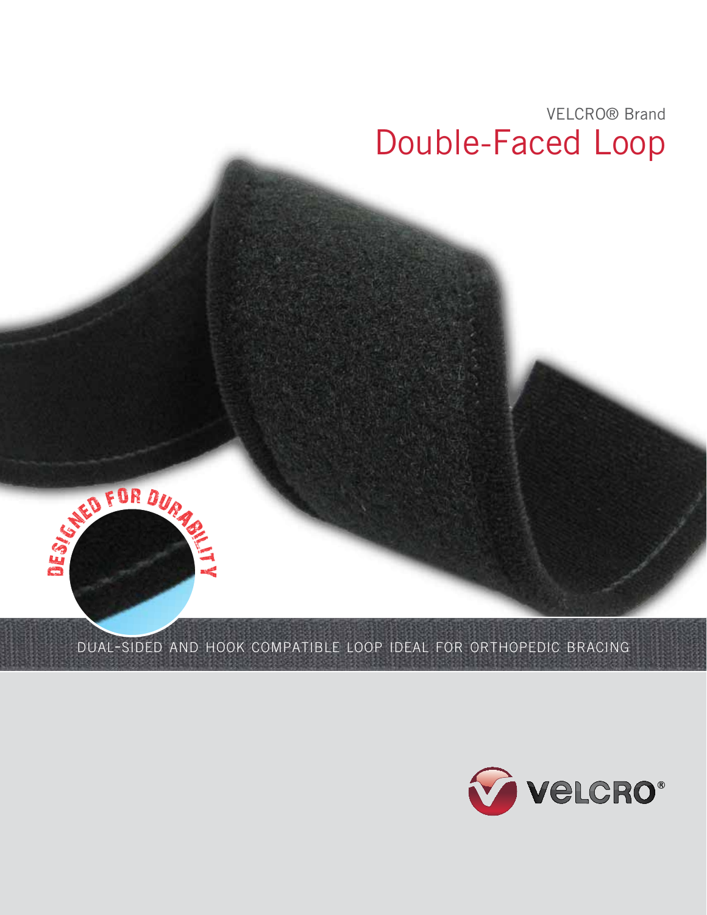VELCRO® Brand

# Double-Faced Loop

DESIGNED FOR DURABILITY

DUAL-SIDED AND HOOK COMPATIBLE LOOP IDEAL FOR ORTHOPEDIC BRACING

VELCRO®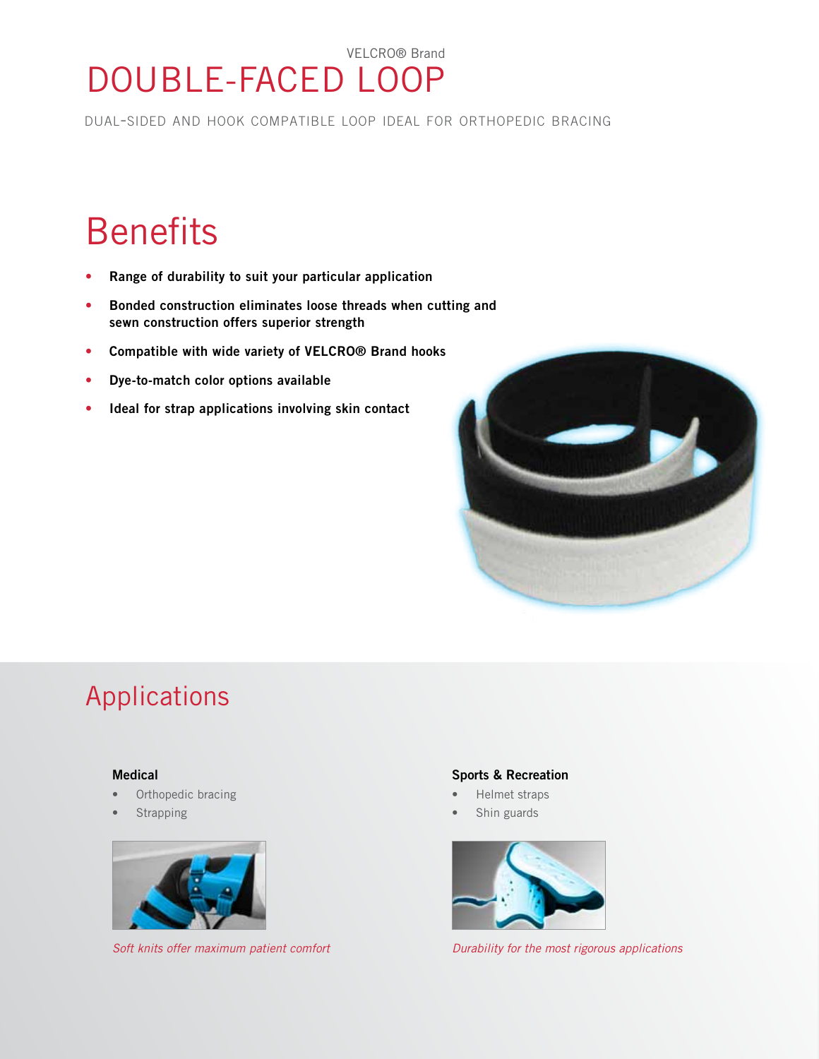VELCRO® Brand

# DOUBLE-FACED LOOP

DUAL-SIDED AND HOOK COMPATIBLE LOOP IDEAL FOR ORTHOPEDIC BRACING

## Benefits

- **Range of durability to suit your particular application**
- **Bonded construction eliminates loose threads when cutting and sewn construction offers superior strength**
- **Compatible with wide variety of VELCRO® Brand hooks**
- **Dye-to-match color options available**
- **Ideal for strap applications involving skin contact**

## Applications

### Medical

- Orthopedic bracing
- Strapping

*Soft knits offer maximum patient comfort*

### Sports & Recreation

- Helmet straps
- Shin guards

*Durability for the most rigorous applications*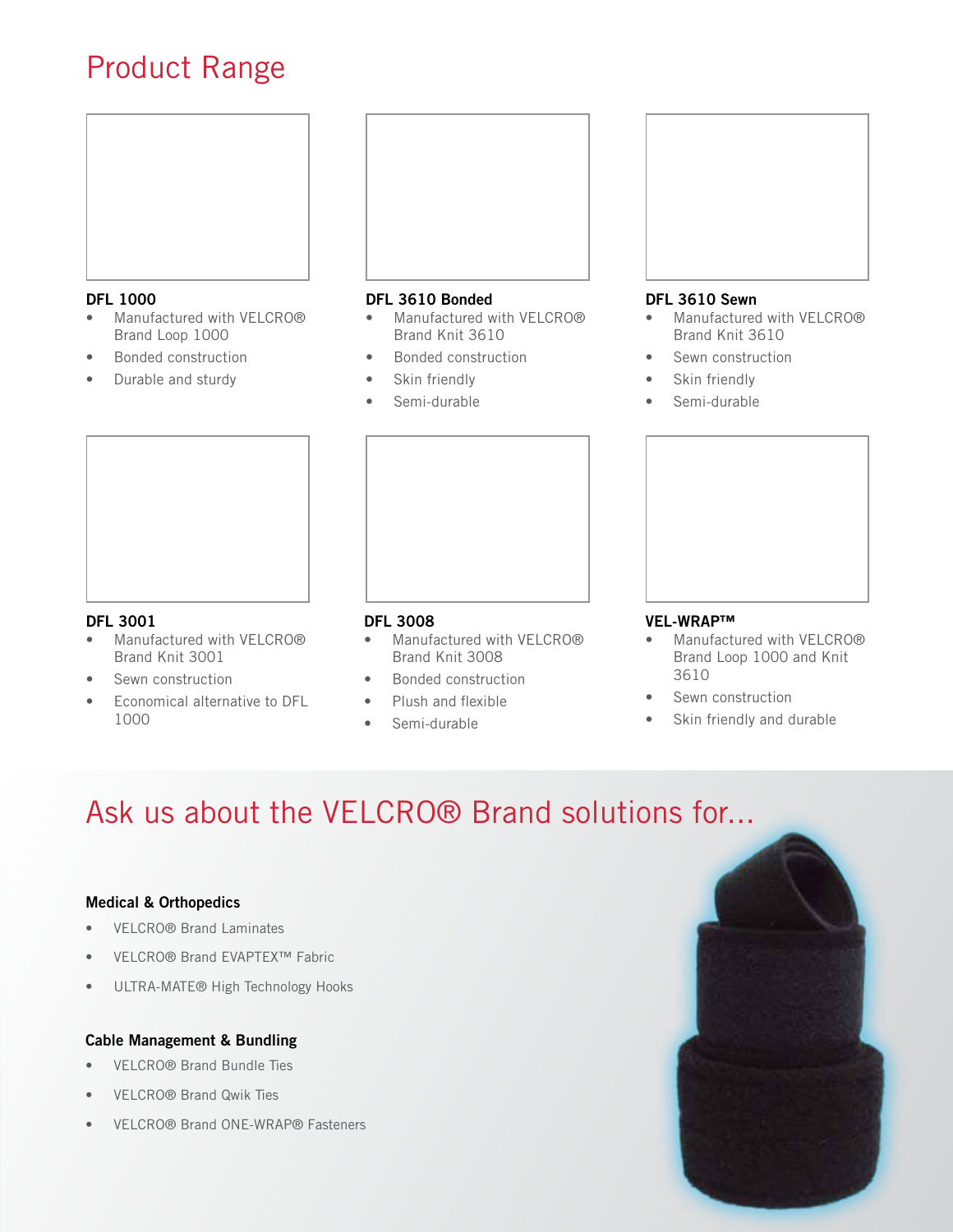# Product Range

### DFL 1000

- Manufactured with VELCRO® Brand Loop 1000
- Bonded construction
- Durable and sturdy

### DFL 3610 Bonded

- Manufactured with VELCRO® Brand Knit 3610
- Bonded construction
- Skin friendly
- Semi-durable

### DFL 3610 Sewn

- Manufactured with VELCRO® Brand Knit 3610
- Sewn construction
- Skin friendly
- Semi-durable

### DFL 3001

- Manufactured with VELCRO® Brand Knit 3001
- Sewn construction
- Economical alternative to DFL 1000

### DFL 3008

- Manufactured with VELCRO® Brand Knit 3008
- Bonded construction
- Plush and flexible
- Semi-durable

### VEL-WRAP™

- Manufactured with VELCRO® Brand Loop 1000 and Knit 3610
- Sewn construction
- Skin friendly and durable

# Ask us about the VELCRO® Brand solutions for...

### Medical & Orthopedics

- VELCRO® Brand Laminates
- VELCRO® Brand EVAPTEX™ Fabric
- ULTRA-MATE® High Technology Hooks

### Cable Management & Bundling

- VELCRO® Brand Bundle Ties
- VELCRO® Brand Qwik Ties
- VELCRO® Brand ONE-WRAP® Fasteners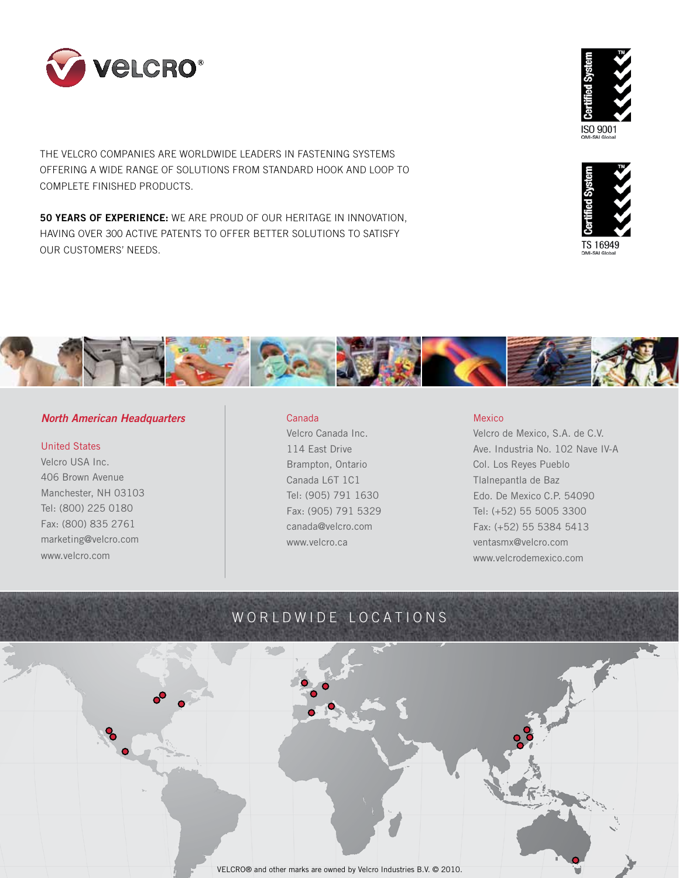THE VELCRO COMPANIES ARE WORLDWIDE LEADERS IN FASTENING SYSTEMS OFFERING A WIDE RANGE OF SOLUTIONS FROM STANDARD HOOK AND LOOP TO COMPLETE FINISHED PRODUCTS.

**50 YEARS OF EXPERIENCE:** WE ARE PROUD OF OUR HERITAGE IN INNOVATION, HAVING OVER 300 ACTIVE PATENTS TO OFFER BETTER SOLUTIONS TO SATISFY OUR CUSTOMERS' NEEDS.

Certified System
ISO 9001
QMI-SAI Global

Certified System
TS 16949
QMI-SAI Global

***North American Headquarters***

United States
Velcro USA Inc.
406 Brown Avenue
Manchester, NH 03103
Tel: (800) 225 0180
Fax: (800) 835 2761
marketing@velcro.com
www.velcro.com

Canada
Velcro Canada Inc.
114 East Drive
Brampton, Ontario
Canada L6T 1C1
Tel: (905) 791 1630
Fax: (905) 791 5329
canada@velcro.com
www.velcro.ca

Mexico
Velcro de Mexico, S.A. de C.V.
Ave. Industria No. 102 Nave IV-A
Col. Los Reyes Pueblo
Tlalnepantla de Baz
Edo. De Mexico C.P. 54090
Tel: (+52) 55 5005 3300
Fax: (+52) 55 5384 5413
ventasmx@velcro.com
www.velcrodemexico.com

## WORLDWIDE LOCATIONS

VELCRO® and other marks are owned by Velcro Industries B.V. © 2010.